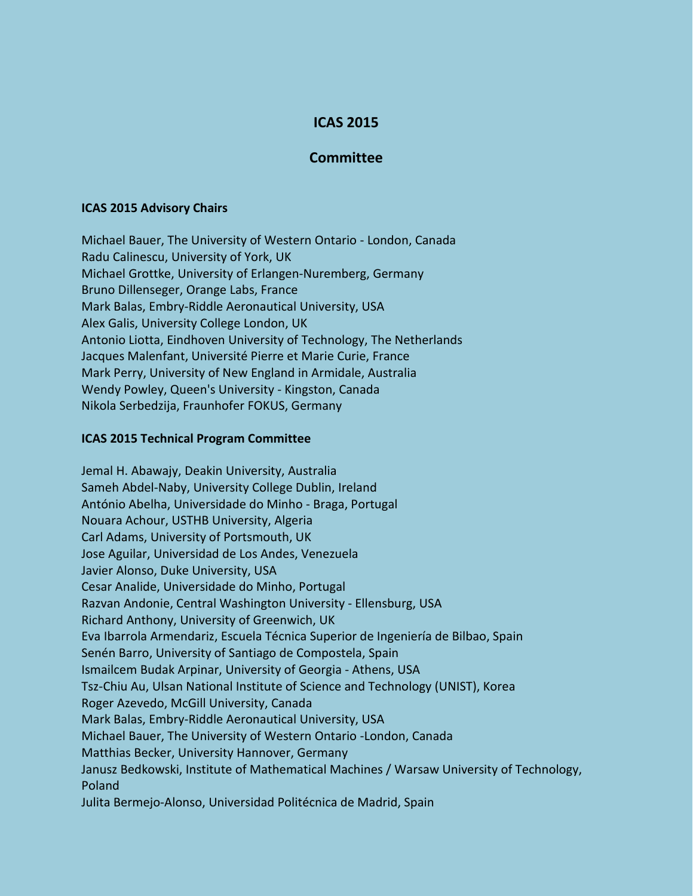# ICAS 2015

## Committee

### ICAS 2015 Advisory Chairs

Michael Bauer, The University of Western Ontario - London, Canada
Radu Calinescu, University of York, UK
Michael Grottke, University of Erlangen-Nuremberg, Germany
Bruno Dillenseger, Orange Labs, France
Mark Balas, Embry-Riddle Aeronautical University, USA
Alex Galis, University College London, UK
Antonio Liotta, Eindhoven University of Technology, The Netherlands
Jacques Malenfant, Université Pierre et Marie Curie, France
Mark Perry, University of New England in Armidale, Australia
Wendy Powley, Queen's University - Kingston, Canada
Nikola Serbedzija, Fraunhofer FOKUS, Germany

### ICAS 2015 Technical Program Committee

Jemal H. Abawajy, Deakin University, Australia
Sameh Abdel-Naby, University College Dublin, Ireland
António Abelha, Universidade do Minho - Braga, Portugal
Nouara Achour, USTHB University, Algeria
Carl Adams, University of Portsmouth, UK
Jose Aguilar, Universidad de Los Andes, Venezuela
Javier Alonso, Duke University, USA
Cesar Analide, Universidade do Minho, Portugal
Razvan Andonie, Central Washington University - Ellensburg, USA
Richard Anthony, University of Greenwich, UK
Eva Ibarrola Armendariz, Escuela Técnica Superior de Ingeniería de Bilbao, Spain
Senén Barro, University of Santiago de Compostela, Spain
Ismailcem Budak Arpinar, University of Georgia - Athens, USA
Tsz-Chiu Au, Ulsan National Institute of Science and Technology (UNIST), Korea
Roger Azevedo, McGill University, Canada
Mark Balas, Embry-Riddle Aeronautical University, USA
Michael Bauer, The University of Western Ontario -London, Canada
Matthias Becker, University Hannover, Germany
Janusz Bedkowski, Institute of Mathematical Machines / Warsaw University of Technology, Poland
Julita Bermejo-Alonso, Universidad Politécnica de Madrid, Spain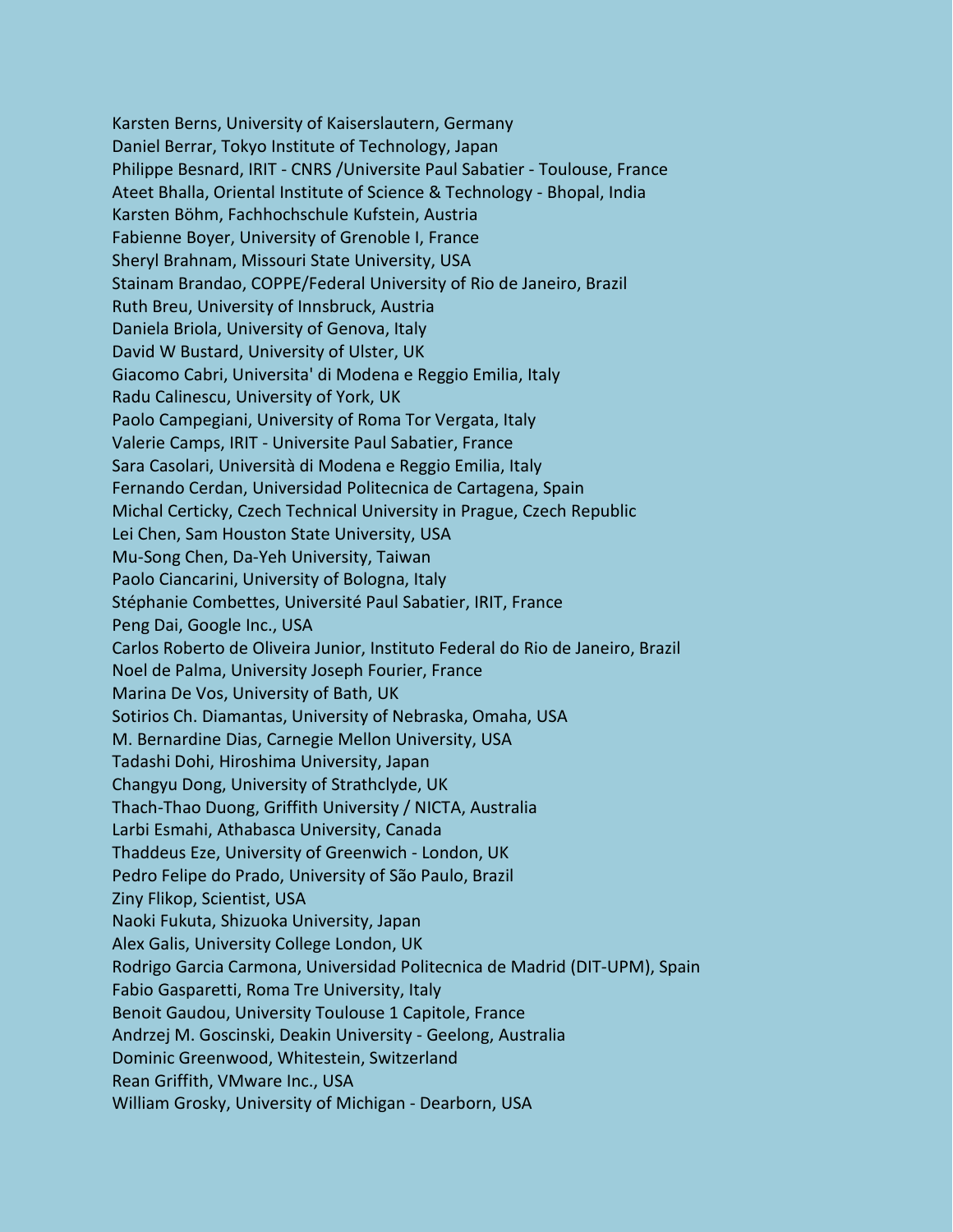Karsten Berns, University of Kaiserslautern, Germany
Daniel Berrar, Tokyo Institute of Technology, Japan
Philippe Besnard, IRIT - CNRS /Universite Paul Sabatier - Toulouse, France
Ateet Bhalla, Oriental Institute of Science & Technology - Bhopal, India
Karsten Böhm, Fachhochschule Kufstein, Austria
Fabienne Boyer, University of Grenoble I, France
Sheryl Brahnam, Missouri State University, USA
Stainam Brandao, COPPE/Federal University of Rio de Janeiro, Brazil
Ruth Breu, University of Innsbruck, Austria
Daniela Briola, University of Genova, Italy
David W Bustard, University of Ulster, UK
Giacomo Cabri, Universita' di Modena e Reggio Emilia, Italy
Radu Calinescu, University of York, UK
Paolo Campegiani, University of Roma Tor Vergata, Italy
Valerie Camps, IRIT - Universite Paul Sabatier, France
Sara Casolari, Università di Modena e Reggio Emilia, Italy
Fernando Cerdan, Universidad Politecnica de Cartagena, Spain
Michal Certicky, Czech Technical University in Prague, Czech Republic
Lei Chen, Sam Houston State University, USA
Mu-Song Chen, Da-Yeh University, Taiwan
Paolo Ciancarini, University of Bologna, Italy
Stéphanie Combettes, Université Paul Sabatier, IRIT, France
Peng Dai, Google Inc., USA
Carlos Roberto de Oliveira Junior, Instituto Federal do Rio de Janeiro, Brazil
Noel de Palma, University Joseph Fourier, France
Marina De Vos, University of Bath, UK
Sotirios Ch. Diamantas, University of Nebraska, Omaha, USA
M. Bernardine Dias, Carnegie Mellon University, USA
Tadashi Dohi, Hiroshima University, Japan
Changyu Dong, University of Strathclyde, UK
Thach-Thao Duong, Griffith University / NICTA, Australia
Larbi Esmahi, Athabasca University, Canada
Thaddeus Eze, University of Greenwich - London, UK
Pedro Felipe do Prado, University of São Paulo, Brazil
Ziny Flikop, Scientist, USA
Naoki Fukuta, Shizuoka University, Japan
Alex Galis, University College London, UK
Rodrigo Garcia Carmona, Universidad Politecnica de Madrid (DIT-UPM), Spain
Fabio Gasparetti, Roma Tre University, Italy
Benoit Gaudou, University Toulouse 1 Capitole, France
Andrzej M. Goscinski, Deakin University - Geelong, Australia
Dominic Greenwood, Whitestein, Switzerland
Rean Griffith, VMware Inc., USA
William Grosky, University of Michigan - Dearborn, USA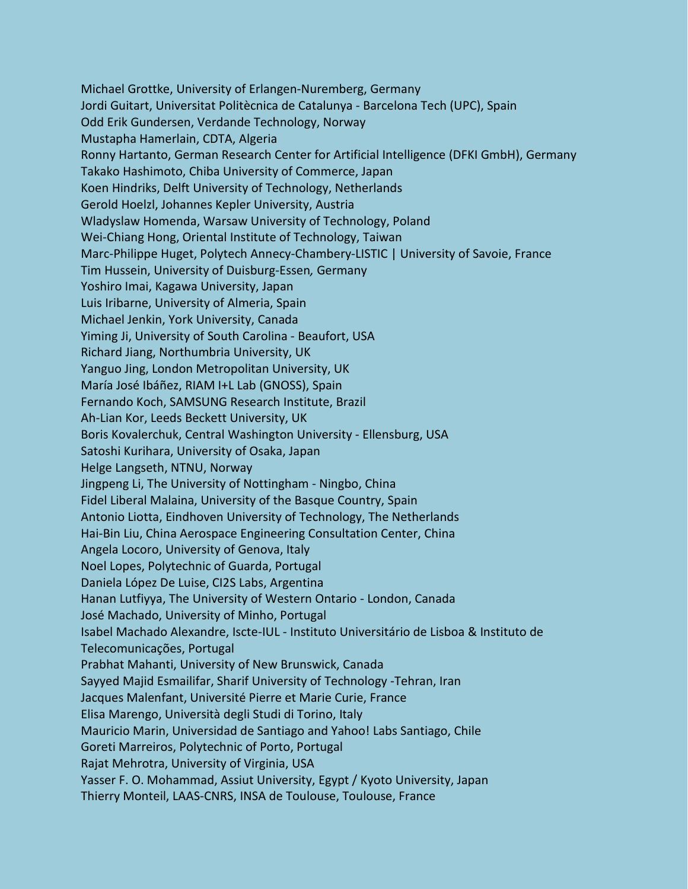Michael Grottke, University of Erlangen-Nuremberg, Germany
Jordi Guitart, Universitat Politècnica de Catalunya - Barcelona Tech (UPC), Spain
Odd Erik Gundersen, Verdande Technology, Norway
Mustapha Hamerlain, CDTA, Algeria
Ronny Hartanto, German Research Center for Artificial Intelligence (DFKI GmbH), Germany
Takako Hashimoto, Chiba University of Commerce, Japan
Koen Hindriks, Delft University of Technology, Netherlands
Gerold Hoelzl, Johannes Kepler University, Austria
Wladyslaw Homenda, Warsaw University of Technology, Poland
Wei-Chiang Hong, Oriental Institute of Technology, Taiwan
Marc-Philippe Huget, Polytech Annecy-Chambery-LISTIC | University of Savoie, France
Tim Hussein, University of Duisburg-Essen, Germany
Yoshiro Imai, Kagawa University, Japan
Luis Iribarne, University of Almeria, Spain
Michael Jenkin, York University, Canada
Yiming Ji, University of South Carolina - Beaufort, USA
Richard Jiang, Northumbria University, UK
Yanguo Jing, London Metropolitan University, UK
María José Ibáñez, RIAM I+L Lab (GNOSS), Spain
Fernando Koch, SAMSUNG Research Institute, Brazil
Ah-Lian Kor, Leeds Beckett University, UK
Boris Kovalerchuk, Central Washington University - Ellensburg, USA
Satoshi Kurihara, University of Osaka, Japan
Helge Langseth, NTNU, Norway
Jingpeng Li, The University of Nottingham - Ningbo, China
Fidel Liberal Malaina, University of the Basque Country, Spain
Antonio Liotta, Eindhoven University of Technology, The Netherlands
Hai-Bin Liu, China Aerospace Engineering Consultation Center, China
Angela Locoro, University of Genova, Italy
Noel Lopes, Polytechnic of Guarda, Portugal
Daniela López De Luise, CI2S Labs, Argentina
Hanan Lutfiyya, The University of Western Ontario - London, Canada
José Machado, University of Minho, Portugal
Isabel Machado Alexandre, Iscte-IUL - Instituto Universitário de Lisboa & Instituto de Telecomunicações, Portugal
Prabhat Mahanti, University of New Brunswick, Canada
Sayyed Majid Esmailifar, Sharif University of Technology -Tehran, Iran
Jacques Malenfant, Université Pierre et Marie Curie, France
Elisa Marengo, Università degli Studi di Torino, Italy
Mauricio Marin, Universidad de Santiago and Yahoo! Labs Santiago, Chile
Goreti Marreiros, Polytechnic of Porto, Portugal
Rajat Mehrotra, University of Virginia, USA
Yasser F. O. Mohammad, Assiut University, Egypt / Kyoto University, Japan
Thierry Monteil, LAAS-CNRS, INSA de Toulouse, Toulouse, France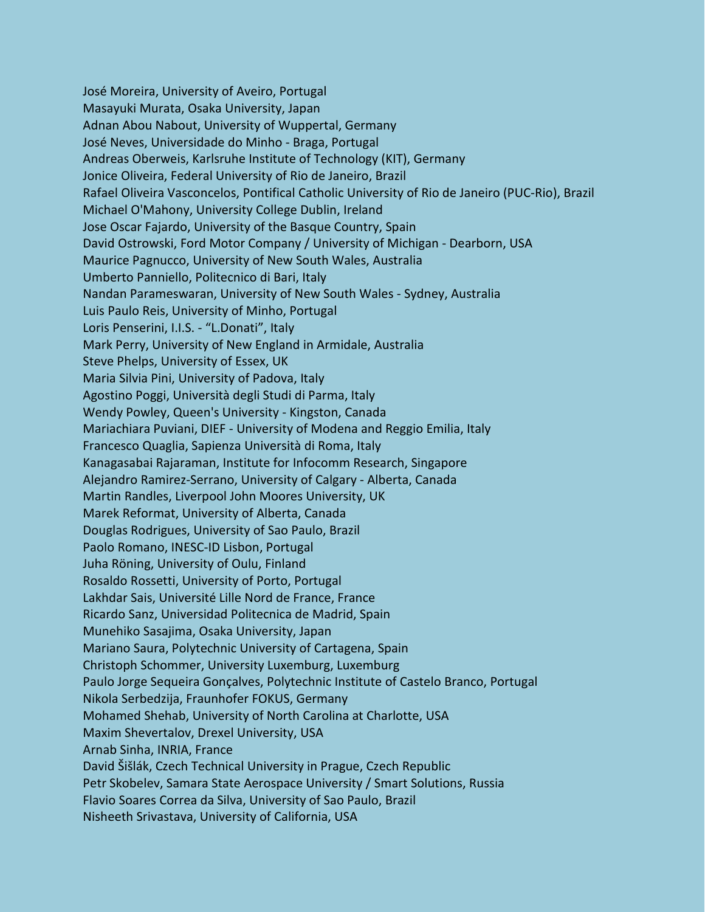José Moreira, University of Aveiro, Portugal
Masayuki Murata, Osaka University, Japan
Adnan Abou Nabout, University of Wuppertal, Germany
José Neves, Universidade do Minho - Braga, Portugal
Andreas Oberweis, Karlsruhe Institute of Technology (KIT), Germany
Jonice Oliveira, Federal University of Rio de Janeiro, Brazil
Rafael Oliveira Vasconcelos, Pontifical Catholic University of Rio de Janeiro (PUC-Rio), Brazil
Michael O'Mahony, University College Dublin, Ireland
Jose Oscar Fajardo, University of the Basque Country, Spain
David Ostrowski, Ford Motor Company / University of Michigan - Dearborn, USA
Maurice Pagnucco, University of New South Wales, Australia
Umberto Panniello, Politecnico di Bari, Italy
Nandan Parameswaran, University of New South Wales - Sydney, Australia
Luis Paulo Reis, University of Minho, Portugal
Loris Penserini, I.I.S. - "L.Donati", Italy
Mark Perry, University of New England in Armidale, Australia
Steve Phelps, University of Essex, UK
Maria Silvia Pini, University of Padova, Italy
Agostino Poggi, Università degli Studi di Parma, Italy
Wendy Powley, Queen's University - Kingston, Canada
Mariachiara Puviani, DIEF - University of Modena and Reggio Emilia, Italy
Francesco Quaglia, Sapienza Università di Roma, Italy
Kanagasabai Rajaraman, Institute for Infocomm Research, Singapore
Alejandro Ramirez-Serrano, University of Calgary - Alberta, Canada
Martin Randles, Liverpool John Moores University, UK
Marek Reformat, University of Alberta, Canada
Douglas Rodrigues, University of Sao Paulo, Brazil
Paolo Romano, INESC-ID Lisbon, Portugal
Juha Röning, University of Oulu, Finland
Rosaldo Rossetti, University of Porto, Portugal
Lakhdar Sais, Université Lille Nord de France, France
Ricardo Sanz, Universidad Politecnica de Madrid, Spain
Munehiko Sasajima, Osaka University, Japan
Mariano Saura, Polytechnic University of Cartagena, Spain
Christoph Schommer, University Luxemburg, Luxemburg
Paulo Jorge Sequeira Gonçalves, Polytechnic Institute of Castelo Branco, Portugal
Nikola Serbedzija, Fraunhofer FOKUS, Germany
Mohamed Shehab, University of North Carolina at Charlotte, USA
Maxim Shevertalov, Drexel University, USA
Arnab Sinha, INRIA, France
David Šišlák, Czech Technical University in Prague, Czech Republic
Petr Skobelev, Samara State Aerospace University / Smart Solutions, Russia
Flavio Soares Correa da Silva, University of Sao Paulo, Brazil
Nisheeth Srivastava, University of California, USA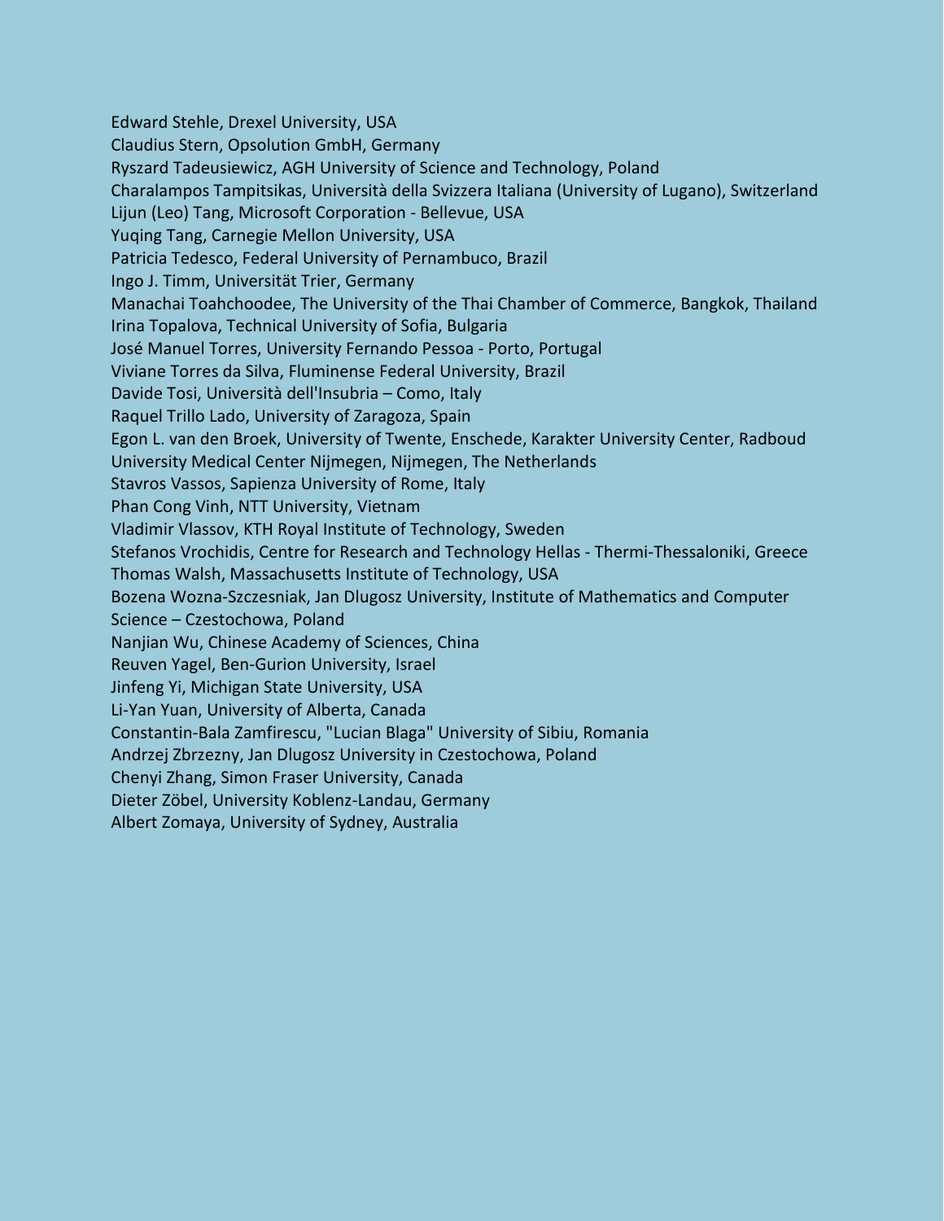Edward Stehle, Drexel University, USA
Claudius Stern, Opsolution GmbH, Germany
Ryszard Tadeusiewicz, AGH University of Science and Technology, Poland
Charalampos Tampitsikas, Università della Svizzera Italiana (University of Lugano), Switzerland
Lijun (Leo) Tang, Microsoft Corporation - Bellevue, USA
Yuqing Tang, Carnegie Mellon University, USA
Patricia Tedesco, Federal University of Pernambuco, Brazil
Ingo J. Timm, Universität Trier, Germany
Manachai Toahchoodee, The University of the Thai Chamber of Commerce, Bangkok, Thailand
Irina Topalova, Technical University of Sofia, Bulgaria
José Manuel Torres, University Fernando Pessoa - Porto, Portugal
Viviane Torres da Silva, Fluminense Federal University, Brazil
Davide Tosi, Università dell'Insubria – Como, Italy
Raquel Trillo Lado, University of Zaragoza, Spain
Egon L. van den Broek, University of Twente, Enschede, Karakter University Center, Radboud University Medical Center Nijmegen, Nijmegen, The Netherlands
Stavros Vassos, Sapienza University of Rome, Italy
Phan Cong Vinh, NTT University, Vietnam
Vladimir Vlassov, KTH Royal Institute of Technology, Sweden
Stefanos Vrochidis, Centre for Research and Technology Hellas - Thermi-Thessaloniki, Greece
Thomas Walsh, Massachusetts Institute of Technology, USA
Bozena Wozna-Szczesniak, Jan Dlugosz University, Institute of Mathematics and Computer Science – Czestochowa, Poland
Nanjian Wu, Chinese Academy of Sciences, China
Reuven Yagel, Ben-Gurion University, Israel
Jinfeng Yi, Michigan State University, USA
Li-Yan Yuan, University of Alberta, Canada
Constantin-Bala Zamfirescu, "Lucian Blaga" University of Sibiu, Romania
Andrzej Zbrzezny, Jan Dlugosz University in Czestochowa, Poland
Chenyi Zhang, Simon Fraser University, Canada
Dieter Zöbel, University Koblenz-Landau, Germany
Albert Zomaya, University of Sydney, Australia